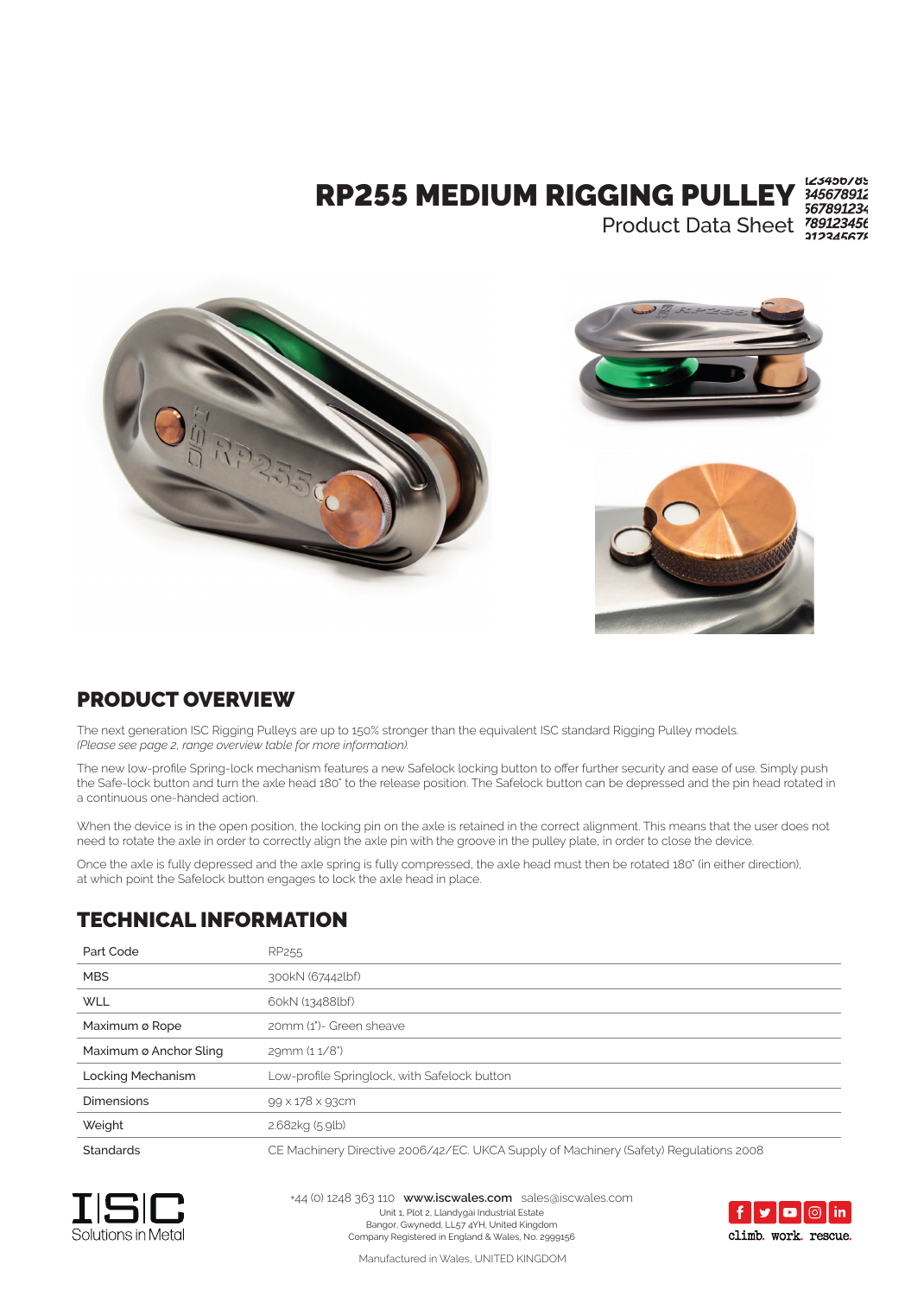# RP255 MEDIUM RIGGING PULLEY

Product Data Sheet

## PRODUCT OVERVIEW

The next generation ISC Rigging Pulleys are up to 150% stronger than the equivalent ISC standard Rigging Pulley models.
*(Please see page 2, range overview table for more information).*

The new low-profile Spring-lock mechanism features a new Safelock locking button to offer further security and ease of use. Simply push the Safe-lock button and turn the axle head 180° to the release position. The Safelock button can be depressed and the pin head rotated in a continuous one-handed action.

When the device is in the open position, the locking pin on the axle is retained in the correct alignment. This means that the user does not need to rotate the axle in order to correctly align the axle pin with the groove in the pulley plate, in order to close the device.

Once the axle is fully depressed and the axle spring is fully compressed, the axle head must then be rotated 180° (in either direction), at which point the Safelock button engages to lock the axle head in place.

## TECHNICAL INFORMATION

| | |
|---|---|
| Part Code | RP255 |
| MBS | 300kN (67442lbf) |
| WLL | 60kN (13488lbf) |
| Maximum ø Rope | 20mm (1")- Green sheave |
| Maximum ø Anchor Sling | 29mm (1 1/8") |
| Locking Mechanism | Low-profile Springlock, with Safelock button |
| Dimensions | 99 x 178 x 93cm |
| Weight | 2.682kg (5.9lb) |
| Standards | CE Machinery Directive 2006/42/EC. UKCA Supply of Machinery (Safety) Regulations 2008 |

ISC Solutions in Metal

+44 (0) 1248 363 110 **www.iscwales.com** sales@iscwales.com
Unit 1, Plot 2, Llandygai Industrial Estate
Bangor, Gwynedd, LL57 4YH, United Kingdom
Company Registered in England & Wales, No. 2999156

climb. work. rescue.

Manufactured in Wales, UNITED KINGDOM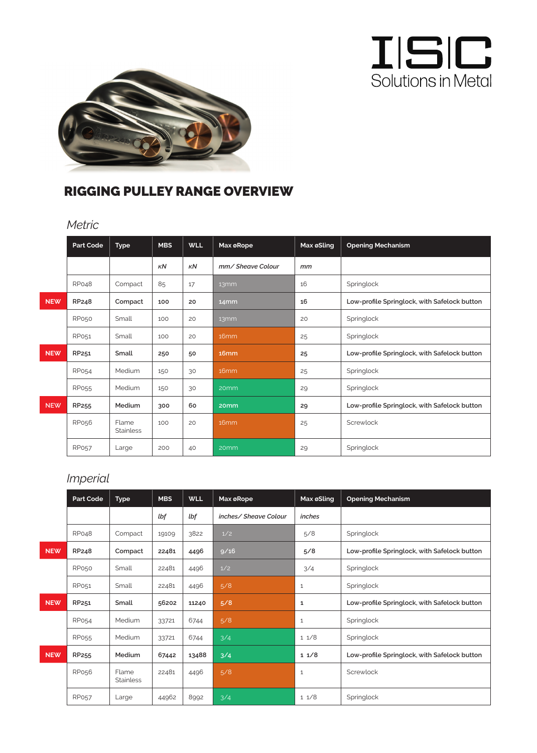ISC
Solutions in Metal

# RIGGING PULLEY RANGE OVERVIEW

## Metric

| | Part Code | Type | MBS | WLL | Max øRope | Max øSling | Opening Mechanism |
|---|---|---|---|---|---|---|---|
| | | | *kN* | *kN* | *mm/ Sheave Colour* | *mm* | |
| | RP048 | Compact | 85 | 17 | 13mm | 16 | Springlock |
| NEW | **RP248** | **Compact** | **100** | **20** | **14mm** | **16** | **Low-profile Springlock, with Safelock button** |
| | RP050 | Small | 100 | 20 | 13mm | 20 | Springlock |
| | RP051 | Small | 100 | 20 | 16mm | 25 | Springlock |
| NEW | **RP251** | **Small** | **250** | **50** | **16mm** | **25** | **Low-profile Springlock, with Safelock button** |
| | RP054 | Medium | 150 | 30 | 16mm | 25 | Springlock |
| | RP055 | Medium | 150 | 30 | 20mm | 29 | Springlock |
| NEW | **RP255** | **Medium** | **300** | **60** | **20mm** | **29** | **Low-profile Springlock, with Safelock button** |
| | RP056 | Flame Stainless | 100 | 20 | 16mm | 25 | Screwlock |
| | RP057 | Large | 200 | 40 | 20mm | 29 | Springlock |

## Imperial

| | Part Code | Type | MBS | WLL | Max øRope | Max øSling | Opening Mechanism |
|---|---|---|---|---|---|---|---|
| | | | *lbf* | *lbf* | *inches/ Sheave Colour* | *inches* | |
| | RP048 | Compact | 19109 | 3822 | 1/2 | 5/8 | Springlock |
| NEW | **RP248** | **Compact** | **22481** | **4496** | **9/16** | **5/8** | **Low-profile Springlock, with Safelock button** |
| | RP050 | Small | 22481 | 4496 | 1/2 | 3/4 | Springlock |
| | RP051 | Small | 22481 | 4496 | 5/8 | 1 | Springlock |
| NEW | **RP251** | **Small** | **56202** | **11240** | **5/8** | **1** | **Low-profile Springlock, with Safelock button** |
| | RP054 | Medium | 33721 | 6744 | 5/8 | 1 | Springlock |
| | RP055 | Medium | 33721 | 6744 | 3/4 | 1 1/8 | Springlock |
| NEW | **RP255** | **Medium** | **67442** | **13488** | **3/4** | **1 1/8** | **Low-profile Springlock, with Safelock button** |
| | RP056 | Flame Stainless | 22481 | 4496 | 5/8 | 1 | Screwlock |
| | RP057 | Large | 44962 | 8992 | 3/4 | 1 1/8 | Springlock |